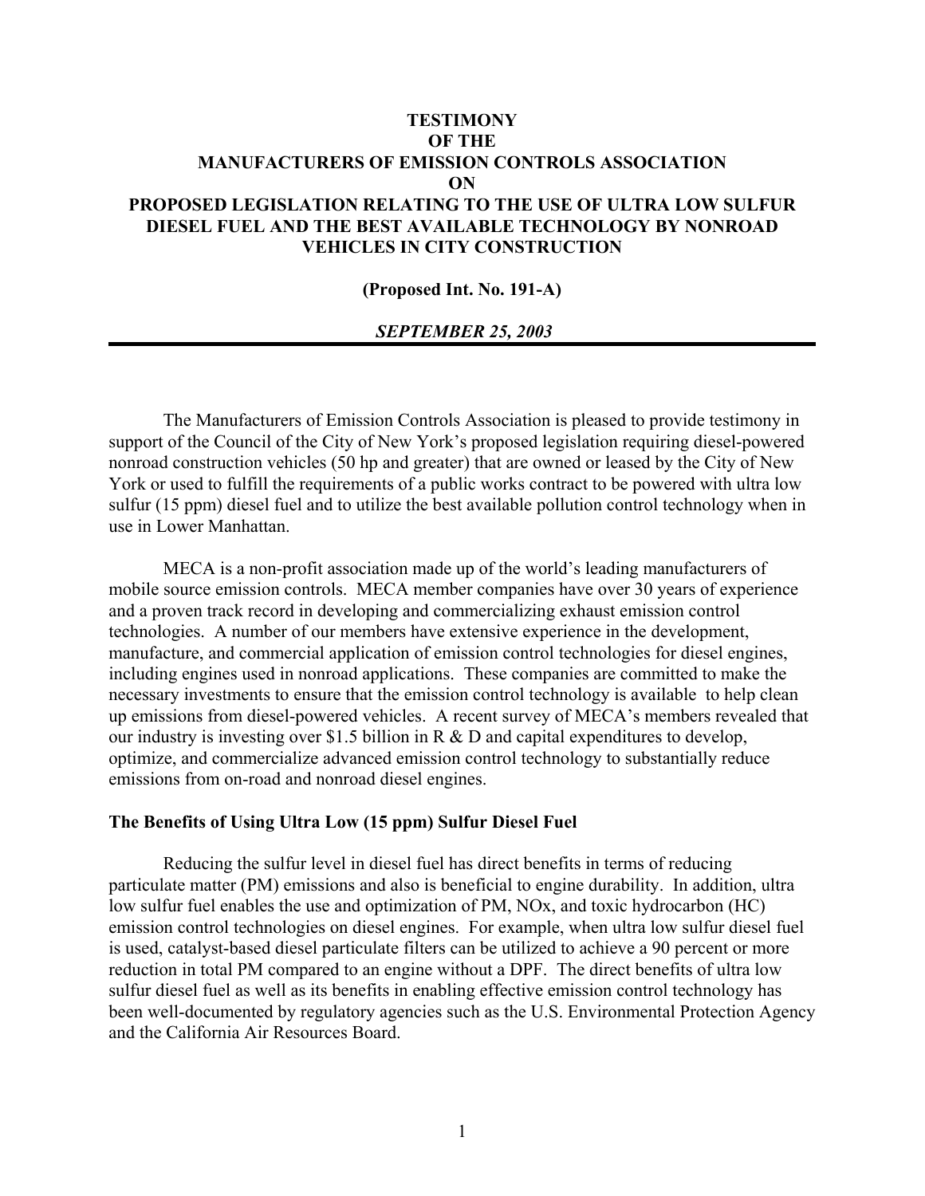# TESTIMONY OF THE MANUFACTURERS OF EMISSION CONTROLS ASSOCIATION ON PROPOSED LEGISLATION RELATING TO THE USE OF ULTRA LOW SULFUR DIESEL FUEL AND THE BEST AVAILABLE TECHNOLOGY BY NONROAD VEHICLES IN CITY CONSTRUCTION

**(Proposed Int. No. 191-A)**

***SEPTEMBER 25, 2003***

---

The Manufacturers of Emission Controls Association is pleased to provide testimony in support of the Council of the City of New York's proposed legislation requiring diesel-powered nonroad construction vehicles (50 hp and greater) that are owned or leased by the City of New York or used to fulfill the requirements of a public works contract to be powered with ultra low sulfur (15 ppm) diesel fuel and to utilize the best available pollution control technology when in use in Lower Manhattan.

MECA is a non-profit association made up of the world's leading manufacturers of mobile source emission controls. MECA member companies have over 30 years of experience and a proven track record in developing and commercializing exhaust emission control technologies. A number of our members have extensive experience in the development, manufacture, and commercial application of emission control technologies for diesel engines, including engines used in nonroad applications. These companies are committed to make the necessary investments to ensure that the emission control technology is available to help clean up emissions from diesel-powered vehicles. A recent survey of MECA's members revealed that our industry is investing over $1.5 billion in R & D and capital expenditures to develop, optimize, and commercialize advanced emission control technology to substantially reduce emissions from on-road and nonroad diesel engines.

**The Benefits of Using Ultra Low (15 ppm) Sulfur Diesel Fuel**

Reducing the sulfur level in diesel fuel has direct benefits in terms of reducing particulate matter (PM) emissions and also is beneficial to engine durability. In addition, ultra low sulfur fuel enables the use and optimization of PM, NOx, and toxic hydrocarbon (HC) emission control technologies on diesel engines. For example, when ultra low sulfur diesel fuel is used, catalyst-based diesel particulate filters can be utilized to achieve a 90 percent or more reduction in total PM compared to an engine without a DPF. The direct benefits of ultra low sulfur diesel fuel as well as its benefits in enabling effective emission control technology has been well-documented by regulatory agencies such as the U.S. Environmental Protection Agency and the California Air Resources Board.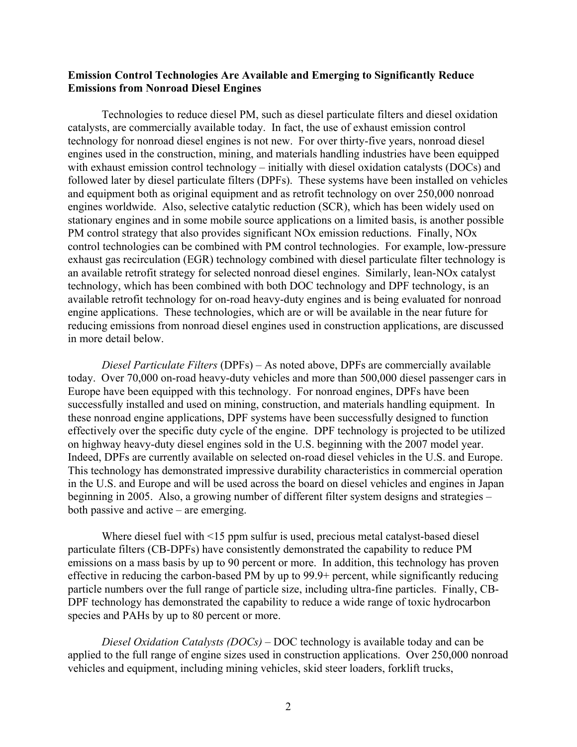**Emission Control Technologies Are Available and Emerging to Significantly Reduce Emissions from Nonroad Diesel Engines**

Technologies to reduce diesel PM, such as diesel particulate filters and diesel oxidation catalysts, are commercially available today. In fact, the use of exhaust emission control technology for nonroad diesel engines is not new. For over thirty-five years, nonroad diesel engines used in the construction, mining, and materials handling industries have been equipped with exhaust emission control technology – initially with diesel oxidation catalysts (DOCs) and followed later by diesel particulate filters (DPFs). These systems have been installed on vehicles and equipment both as original equipment and as retrofit technology on over 250,000 nonroad engines worldwide. Also, selective catalytic reduction (SCR), which has been widely used on stationary engines and in some mobile source applications on a limited basis, is another possible PM control strategy that also provides significant NOx emission reductions. Finally, NOx control technologies can be combined with PM control technologies. For example, low-pressure exhaust gas recirculation (EGR) technology combined with diesel particulate filter technology is an available retrofit strategy for selected nonroad diesel engines. Similarly, lean-NOx catalyst technology, which has been combined with both DOC technology and DPF technology, is an available retrofit technology for on-road heavy-duty engines and is being evaluated for nonroad engine applications. These technologies, which are or will be available in the near future for reducing emissions from nonroad diesel engines used in construction applications, are discussed in more detail below.

*Diesel Particulate Filters* (DPFs) – As noted above, DPFs are commercially available today. Over 70,000 on-road heavy-duty vehicles and more than 500,000 diesel passenger cars in Europe have been equipped with this technology. For nonroad engines, DPFs have been successfully installed and used on mining, construction, and materials handling equipment. In these nonroad engine applications, DPF systems have been successfully designed to function effectively over the specific duty cycle of the engine. DPF technology is projected to be utilized on highway heavy-duty diesel engines sold in the U.S. beginning with the 2007 model year. Indeed, DPFs are currently available on selected on-road diesel vehicles in the U.S. and Europe. This technology has demonstrated impressive durability characteristics in commercial operation in the U.S. and Europe and will be used across the board on diesel vehicles and engines in Japan beginning in 2005. Also, a growing number of different filter system designs and strategies – both passive and active – are emerging.

Where diesel fuel with <15 ppm sulfur is used, precious metal catalyst-based diesel particulate filters (CB-DPFs) have consistently demonstrated the capability to reduce PM emissions on a mass basis by up to 90 percent or more. In addition, this technology has proven effective in reducing the carbon-based PM by up to 99.9+ percent, while significantly reducing particle numbers over the full range of particle size, including ultra-fine particles. Finally, CB-DPF technology has demonstrated the capability to reduce a wide range of toxic hydrocarbon species and PAHs by up to 80 percent or more.

*Diesel Oxidation Catalysts (DOCs)* – DOC technology is available today and can be applied to the full range of engine sizes used in construction applications. Over 250,000 nonroad vehicles and equipment, including mining vehicles, skid steer loaders, forklift trucks,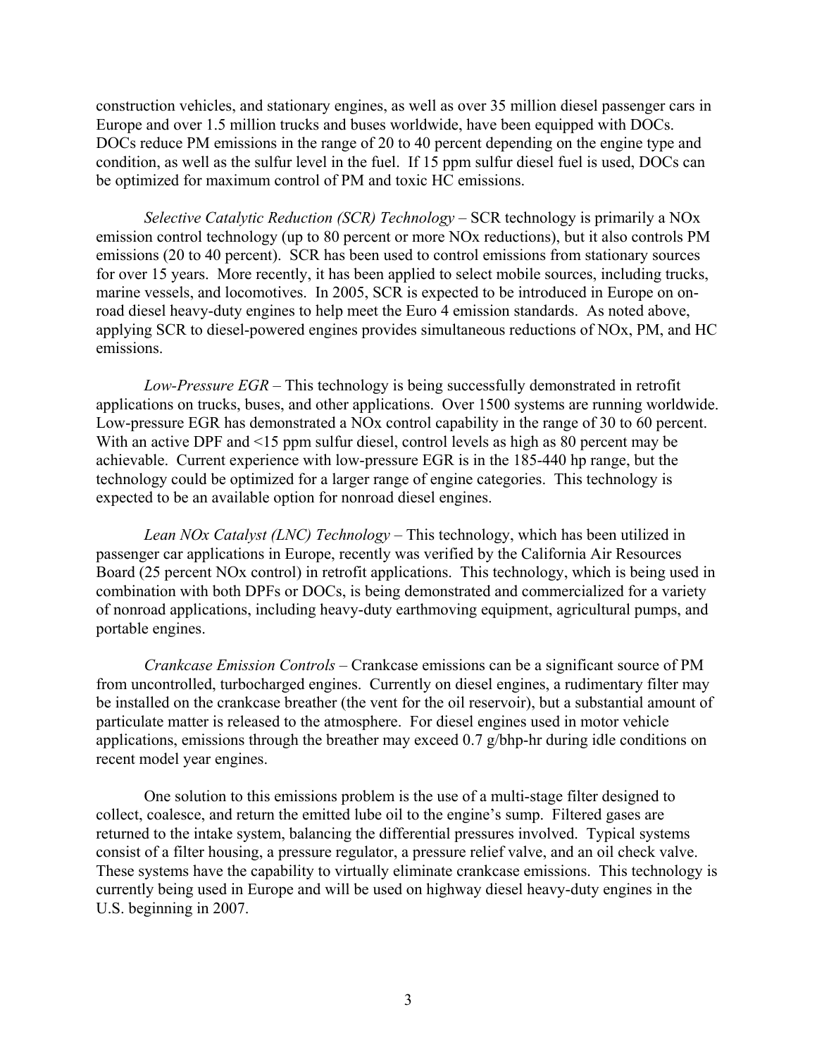construction vehicles, and stationary engines, as well as over 35 million diesel passenger cars in Europe and over 1.5 million trucks and buses worldwide, have been equipped with DOCs. DOCs reduce PM emissions in the range of 20 to 40 percent depending on the engine type and condition, as well as the sulfur level in the fuel. If 15 ppm sulfur diesel fuel is used, DOCs can be optimized for maximum control of PM and toxic HC emissions.

*Selective Catalytic Reduction (SCR) Technology* – SCR technology is primarily a NOx emission control technology (up to 80 percent or more NOx reductions), but it also controls PM emissions (20 to 40 percent). SCR has been used to control emissions from stationary sources for over 15 years. More recently, it has been applied to select mobile sources, including trucks, marine vessels, and locomotives. In 2005, SCR is expected to be introduced in Europe on on-road diesel heavy-duty engines to help meet the Euro 4 emission standards. As noted above, applying SCR to diesel-powered engines provides simultaneous reductions of NOx, PM, and HC emissions.

*Low-Pressure EGR* – This technology is being successfully demonstrated in retrofit applications on trucks, buses, and other applications. Over 1500 systems are running worldwide. Low-pressure EGR has demonstrated a NOx control capability in the range of 30 to 60 percent. With an active DPF and <15 ppm sulfur diesel, control levels as high as 80 percent may be achievable. Current experience with low-pressure EGR is in the 185-440 hp range, but the technology could be optimized for a larger range of engine categories. This technology is expected to be an available option for nonroad diesel engines.

*Lean NOx Catalyst (LNC) Technology* – This technology, which has been utilized in passenger car applications in Europe, recently was verified by the California Air Resources Board (25 percent NOx control) in retrofit applications. This technology, which is being used in combination with both DPFs or DOCs, is being demonstrated and commercialized for a variety of nonroad applications, including heavy-duty earthmoving equipment, agricultural pumps, and portable engines.

*Crankcase Emission Controls* – Crankcase emissions can be a significant source of PM from uncontrolled, turbocharged engines. Currently on diesel engines, a rudimentary filter may be installed on the crankcase breather (the vent for the oil reservoir), but a substantial amount of particulate matter is released to the atmosphere. For diesel engines used in motor vehicle applications, emissions through the breather may exceed 0.7 g/bhp-hr during idle conditions on recent model year engines.

One solution to this emissions problem is the use of a multi-stage filter designed to collect, coalesce, and return the emitted lube oil to the engine's sump. Filtered gases are returned to the intake system, balancing the differential pressures involved. Typical systems consist of a filter housing, a pressure regulator, a pressure relief valve, and an oil check valve. These systems have the capability to virtually eliminate crankcase emissions. This technology is currently being used in Europe and will be used on highway diesel heavy-duty engines in the U.S. beginning in 2007.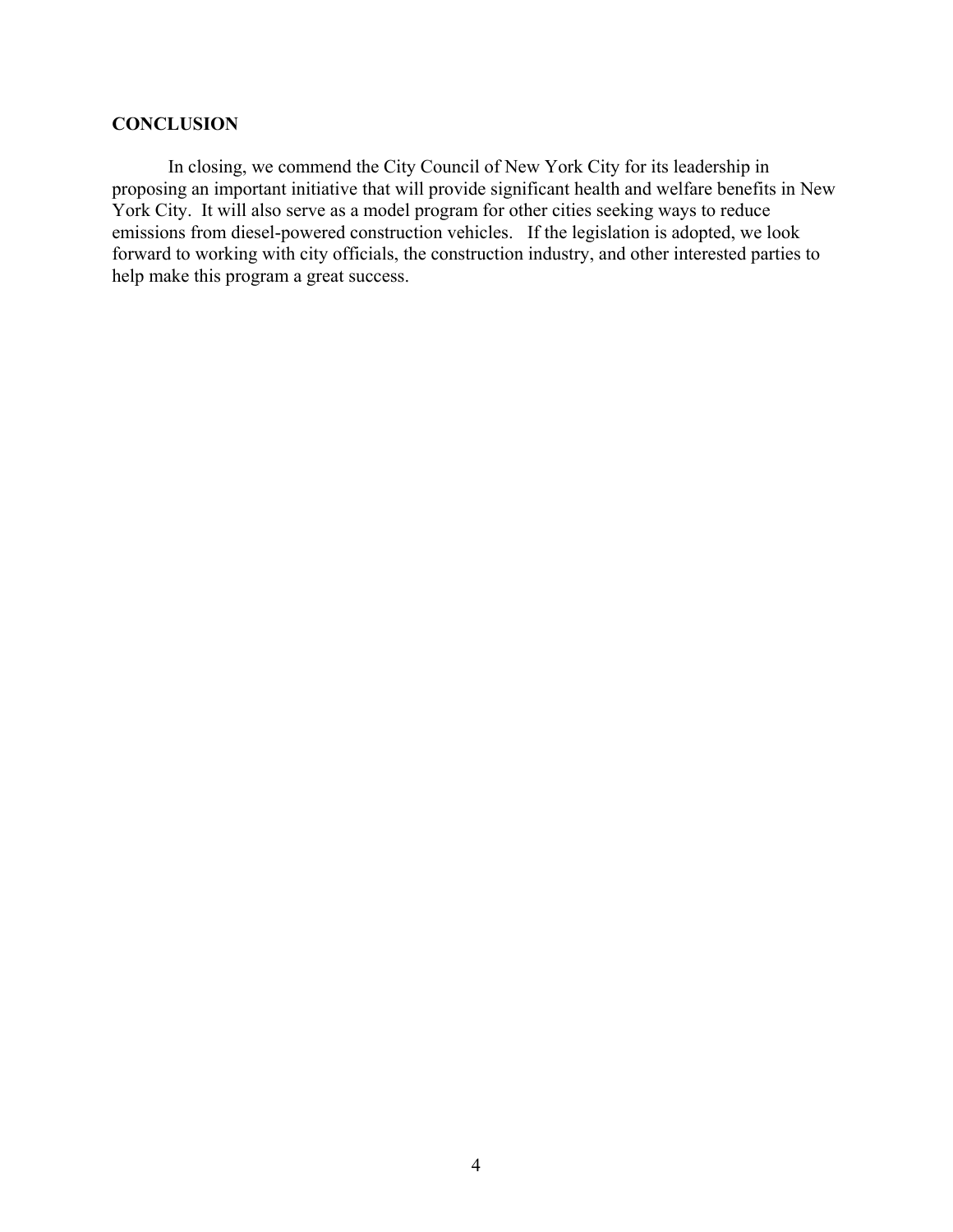## CONCLUSION

In closing, we commend the City Council of New York City for its leadership in proposing an important initiative that will provide significant health and welfare benefits in New York City. It will also serve as a model program for other cities seeking ways to reduce emissions from diesel-powered construction vehicles. If the legislation is adopted, we look forward to working with city officials, the construction industry, and other interested parties to help make this program a great success.